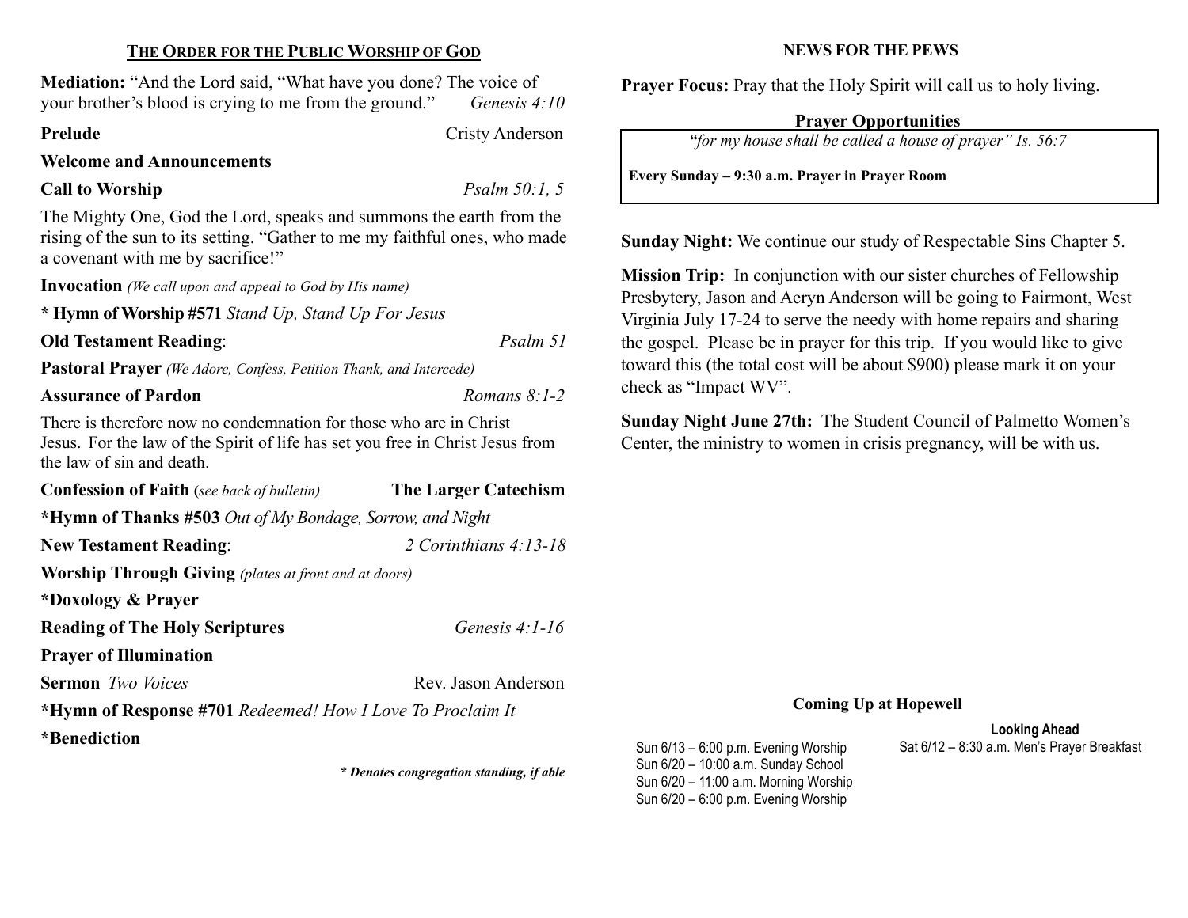## THE ORDER FOR THE PUBLIC WORSHIP OF GOD

**Mediation:** "And the Lord said, "What have you done? The voice of your brother's blood is crying to me from the ground." *Genesis 4:10*

**Prelude** Cristy Anderson

**Welcome and Announcements**

**Call to Worship** *Psalm 50:1, 5*

The Mighty One, God the Lord, speaks and summons the earth from the rising of the sun to its setting. "Gather to me my faithful ones, who made a covenant with me by sacrifice!"

**Invocation** *(We call upon and appeal to God by His name)*

**\* Hymn of Worship #571** *Stand Up, Stand Up For Jesus*

**Old Testament Reading**: *Psalm 51*

**Pastoral Prayer** *(We Adore, Confess, Petition Thank, and Intercede)*

**Assurance of Pardon** *Romans 8:1-2*

There is therefore now no condemnation for those who are in Christ Jesus. For the law of the Spirit of life has set you free in Christ Jesus from the law of sin and death.

**Confession of Faith (***see back of bulletin)* **The Larger Catechism**

**\*Hymn of Thanks #503** *Out of My Bondage, Sorrow, and Night*

**New Testament Reading**: *2 Corinthians 4:13-18*

**Worship Through Giving** *(plates at front and at doors)*

**\*Doxology & Prayer**

**Reading of The Holy Scriptures** *Genesis 4:1-16*

**Prayer of Illumination**

**Sermon** *Two Voices* Rev. Jason Anderson

**\*Hymn of Response #701** *Redeemed! How I Love To Proclaim It*

**\*Benediction**

***\* Denotes congregation standing, if able***

## NEWS FOR THE PEWS

**Prayer Focus:** Pray that the Holy Spirit will call us to holy living.

**Prayer Opportunities**

*"for my house shall be called a house of prayer" Is. 56:7*

**Every Sunday – 9:30 a.m. Prayer in Prayer Room**

**Sunday Night:** We continue our study of Respectable Sins Chapter 5.

**Mission Trip:** In conjunction with our sister churches of Fellowship Presbytery, Jason and Aeryn Anderson will be going to Fairmont, West Virginia July 17-24 to serve the needy with home repairs and sharing the gospel. Please be in prayer for this trip. If you would like to give toward this (the total cost will be about $900) please mark it on your check as "Impact WV".

**Sunday Night June 27th:** The Student Council of Palmetto Women's Center, the ministry to women in crisis pregnancy, will be with us.

**Coming Up at Hopewell**

Sun 6/13 – 6:00 p.m. Evening Worship
Sun 6/20 – 10:00 a.m. Sunday School
Sun 6/20 – 11:00 a.m. Morning Worship
Sun 6/20 – 6:00 p.m. Evening Worship

**Looking Ahead**

Sat 6/12 – 8:30 a.m. Men's Prayer Breakfast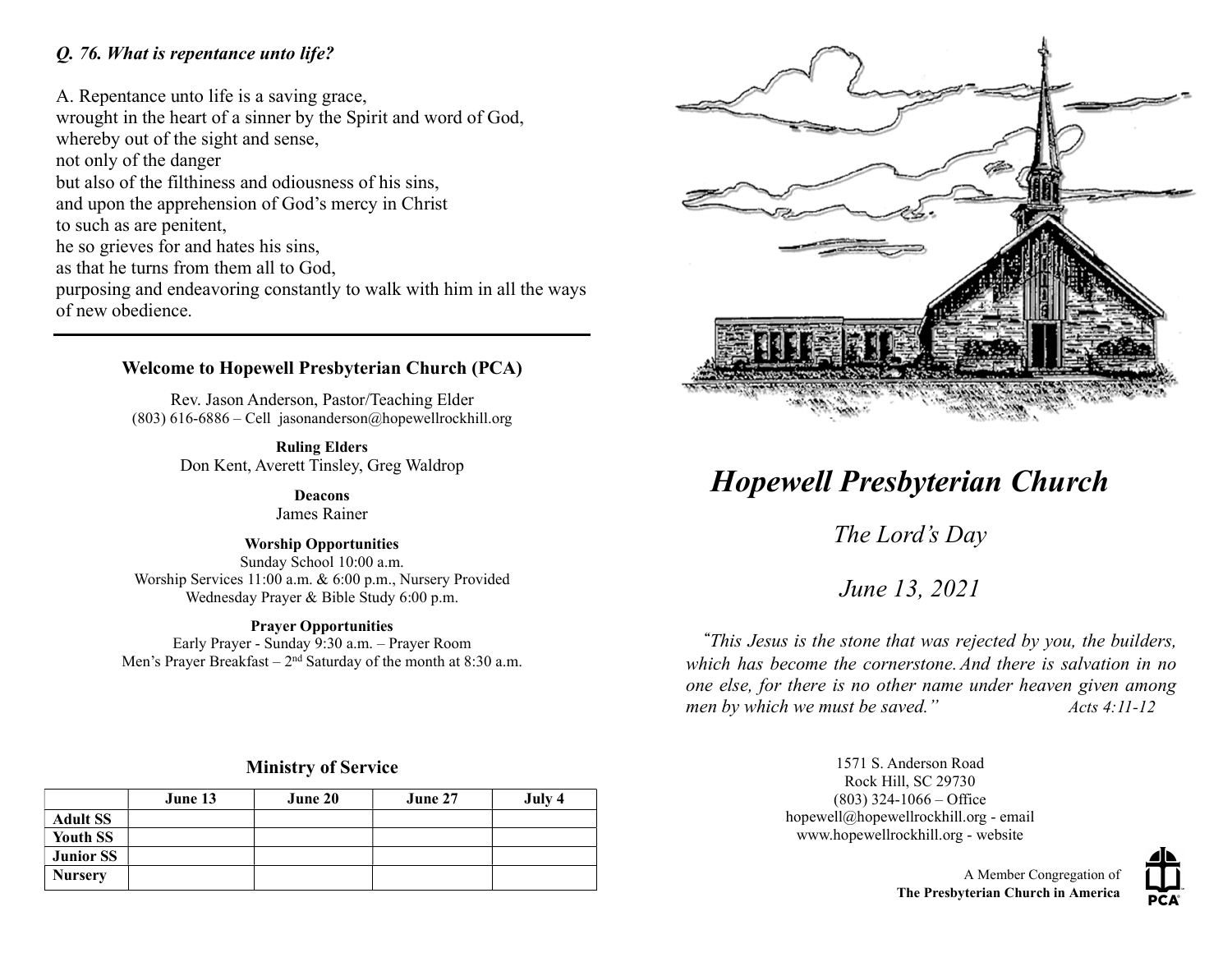***Q. 76. What is repentance unto life?***

A. Repentance unto life is a saving grace,
wrought in the heart of a sinner by the Spirit and word of God,
whereby out of the sight and sense,
not only of the danger
but also of the filthiness and odiousness of his sins,
and upon the apprehension of God's mercy in Christ
to such as are penitent,
he so grieves for and hates his sins,
as that he turns from them all to God,
purposing and endeavoring constantly to walk with him in all the ways of new obedience.

---

**Welcome to Hopewell Presbyterian Church (PCA)**

Rev. Jason Anderson, Pastor/Teaching Elder
(803) 616-6886 – Cell jasonanderson@hopewellrockhill.org

**Ruling Elders**
Don Kent, Averett Tinsley, Greg Waldrop

**Deacons**
James Rainer

**Worship Opportunities**
Sunday School 10:00 a.m.
Worship Services 11:00 a.m. & 6:00 p.m., Nursery Provided
Wednesday Prayer & Bible Study 6:00 p.m.

**Prayer Opportunities**
Early Prayer - Sunday 9:30 a.m. – Prayer Room
Men's Prayer Breakfast – 2nd Saturday of the month at 8:30 a.m.

**Ministry of Service**

| | June 13 | June 20 | June 27 | July 4 |
|---|---|---|---|---|
| **Adult SS** | | | | |
| **Youth SS** | | | | |
| **Junior SS** | | | | |
| **Nursery** | | | | |

# *Hopewell Presbyterian Church*

*The Lord's Day*

*June 13, 2021*

*"This Jesus is the stone that was rejected by you, the builders, which has become the cornerstone. And there is salvation in no one else, for there is no other name under heaven given among men by which we must be saved."* *Acts 4:11-12*

1571 S. Anderson Road
Rock Hill, SC 29730
(803) 324-1066 – Office
hopewell@hopewellrockhill.org - email
www.hopewellrockhill.org - website

A Member Congregation of
**The Presbyterian Church in America**

PCA